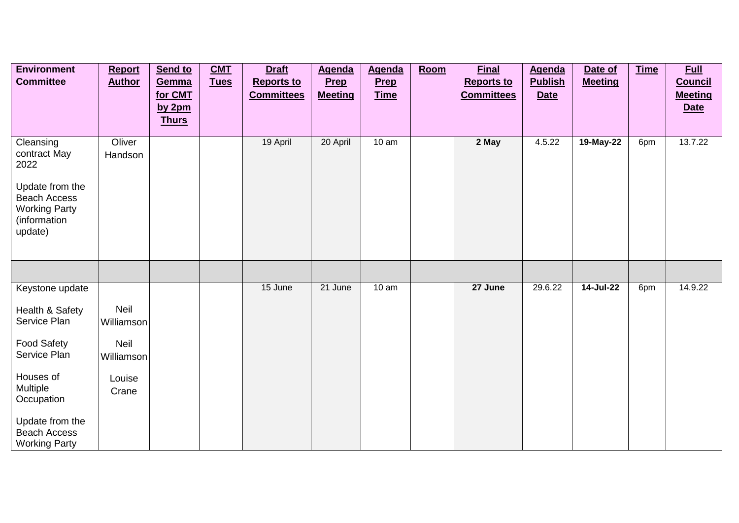| Environment Committee | Report Author | Send to Gemma for CMT by 2pm Thurs | CMT Tues | Draft Reports to Committees | Agenda Prep Meeting | Agenda Prep Time | Room | Final Reports to Committees | Agenda Publish Date | Date of Meeting | Time | Full Council Meeting Date |
|---|---|---|---|---|---|---|---|---|---|---|---|---|
| Cleansing contract May 2022<br><br>Update from the Beach Access Working Party (information update) | Oliver Handson | | | 19 April | 20 April | 10 am | | **2 May** | 4.5.22 | **19-May-22** | 6pm | 13.7.22 |
| | | | | | | | | | | | | |
| Keystone update<br><br>Health & Safety Service Plan<br><br>Food Safety Service Plan<br><br>Houses of Multiple Occupation<br><br>Update from the Beach Access Working Party | <br><br>Neil Williamson<br><br>Neil Williamson<br><br>Louise Crane | | | 15 June | 21 June | 10 am | | **27 June** | 29.6.22 | **14-Jul-22** | 6pm | 14.9.22 |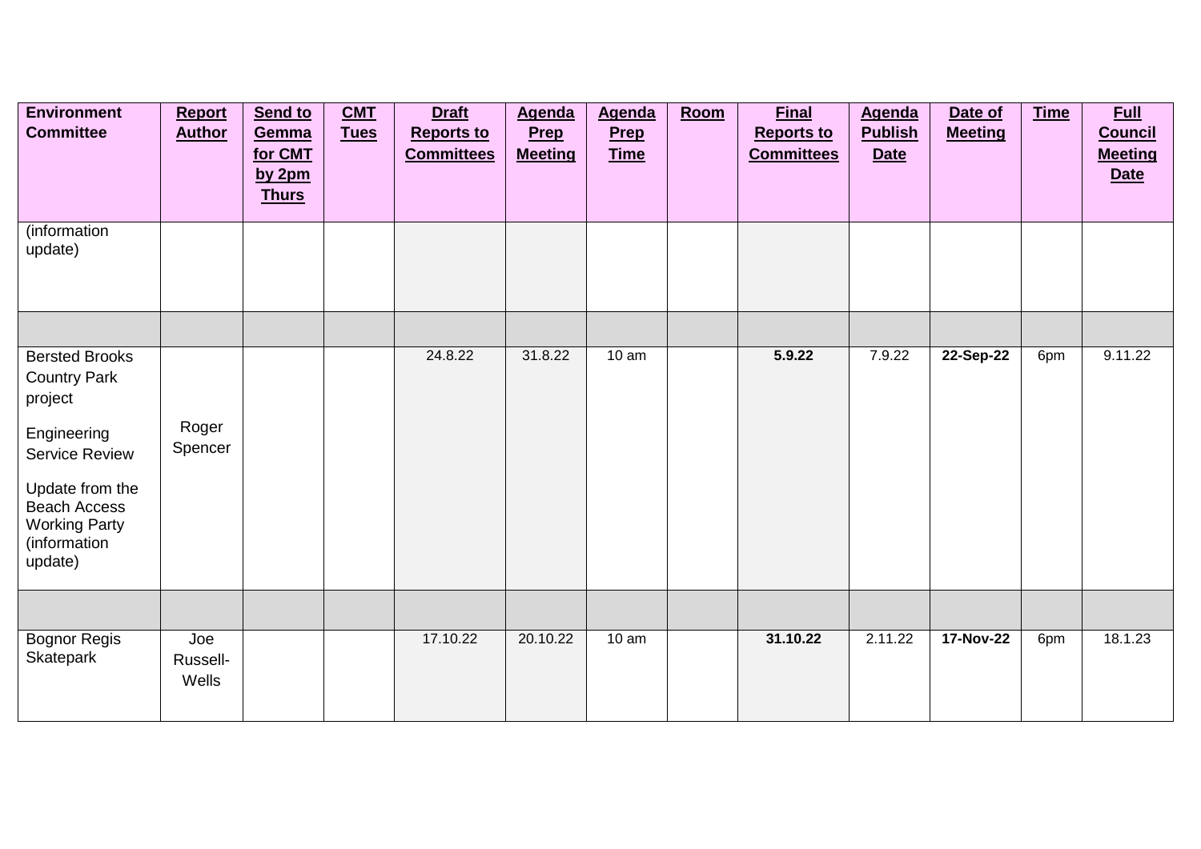| **Environment Committee** | **Report Author** | **Send to Gemma for CMT by 2pm Thurs** | **CMT Tues** | **Draft Reports to Committees** | **Agenda Prep Meeting** | **Agenda Prep Time** | **Room** | **Final Reports to Committees** | **Agenda Publish Date** | **Date of Meeting** | **Time** | **Full Council Meeting Date** |
|---|---|---|---|---|---|---|---|---|---|---|---|---|
| (information update) | | | | | | | | | | | | |
| | | | | | | | | | | | | |
| Bersted Brooks Country Park project<br><br>Engineering Service Review<br><br>Update from the Beach Access Working Party (information update) | Roger Spencer | | | 24.8.22 | 31.8.22 | 10 am | | **5.9.22** | 7.9.22 | **22-Sep-22** | 6pm | 9.11.22 |
| | | | | | | | | | | | | |
| Bognor Regis Skatepark | Joe Russell-Wells | | | 17.10.22 | 20.10.22 | 10 am | | **31.10.22** | 2.11.22 | **17-Nov-22** | 6pm | 18.1.23 |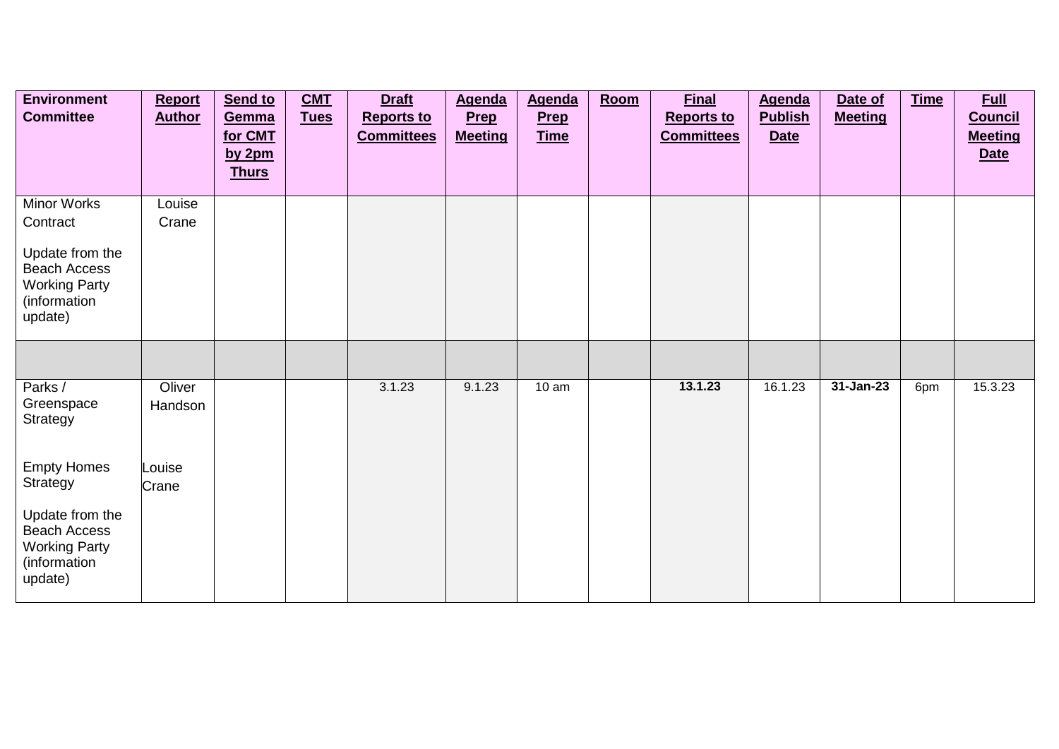| Environment Committee | Report Author | Send to Gemma for CMT by 2pm Thurs | CMT Tues | Draft Reports to Committees | Agenda Prep Meeting | Agenda Prep Time | Room | Final Reports to Committees | Agenda Publish Date | Date of Meeting | Time | Full Council Meeting Date |
|---|---|---|---|---|---|---|---|---|---|---|---|---|
| Minor Works Contract<br><br>Update from the Beach Access Working Party (information update) | Louise Crane | | | | | | | | | | | |
| | | | | | | | | | | | | |
| Parks / Greenspace Strategy<br><br>Empty Homes Strategy<br><br>Update from the Beach Access Working Party (information update) | Oliver Handson<br><br>Louise Crane | | | 3.1.23 | 9.1.23 | 10 am | | **13.1.23** | 16.1.23 | **31-Jan-23** | 6pm | 15.3.23 |